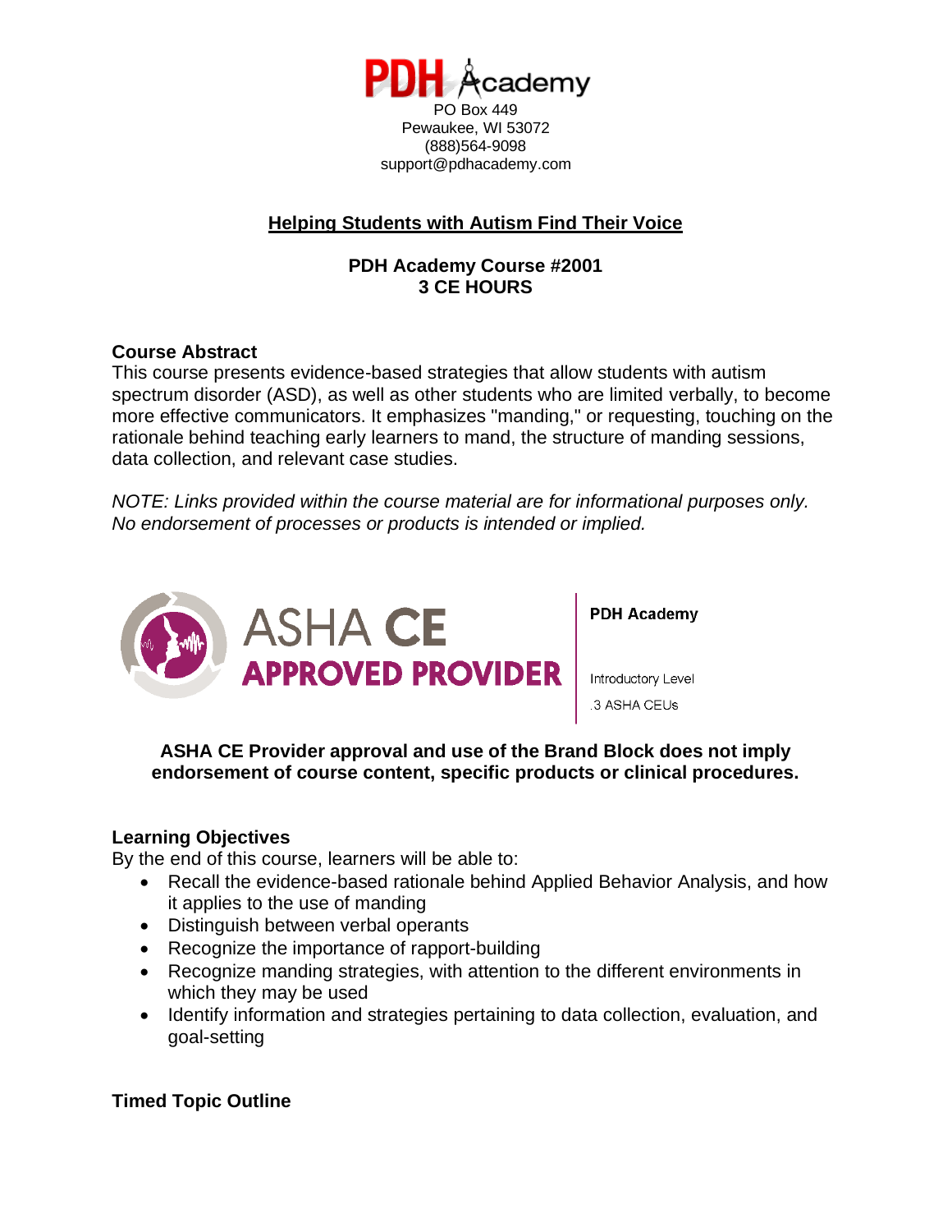PDH Academy
PO Box 449
Pewaukee, WI 53072
(888)564-9098
support@pdhacademy.com

# Helping Students with Autism Find Their Voice

**PDH Academy Course #2001**
**3 CE HOURS**

## Course Abstract

This course presents evidence-based strategies that allow students with autism spectrum disorder (ASD), as well as other students who are limited verbally, to become more effective communicators. It emphasizes "manding," or requesting, touching on the rationale behind teaching early learners to mand, the structure of manding sessions, data collection, and relevant case studies.

*NOTE: Links provided within the course material are for informational purposes only. No endorsement of processes or products is intended or implied.*

ASHA CE APPROVED PROVIDER

PDH Academy

Introductory Level

.3 ASHA CEUs

**ASHA CE Provider approval and use of the Brand Block does not imply endorsement of course content, specific products or clinical procedures.**

## Learning Objectives

By the end of this course, learners will be able to:

- Recall the evidence-based rationale behind Applied Behavior Analysis, and how it applies to the use of manding
- Distinguish between verbal operants
- Recognize the importance of rapport-building
- Recognize manding strategies, with attention to the different environments in which they may be used
- Identify information and strategies pertaining to data collection, evaluation, and goal-setting

## Timed Topic Outline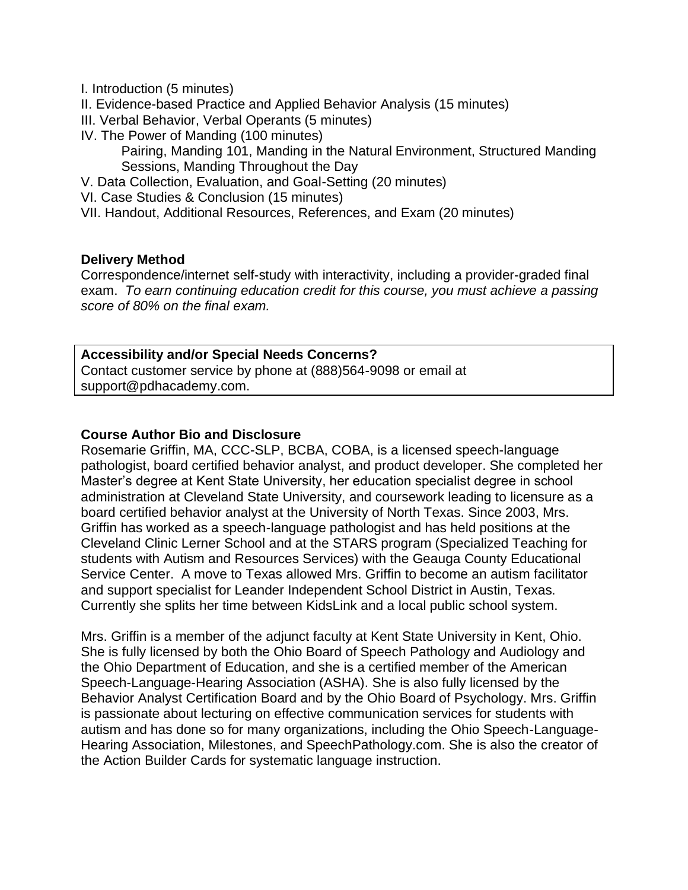I. Introduction (5 minutes)
II. Evidence-based Practice and Applied Behavior Analysis (15 minutes)
III. Verbal Behavior, Verbal Operants (5 minutes)
IV. The Power of Manding (100 minutes)
    Pairing, Manding 101, Manding in the Natural Environment, Structured Manding Sessions, Manding Throughout the Day
V. Data Collection, Evaluation, and Goal-Setting (20 minutes)
VI. Case Studies & Conclusion (15 minutes)
VII. Handout, Additional Resources, References, and Exam (20 minutes)

**Delivery Method**
Correspondence/internet self-study with interactivity, including a provider-graded final exam. *To earn continuing education credit for this course, you must achieve a passing score of 80% on the final exam.*

**Accessibility and/or Special Needs Concerns?**
Contact customer service by phone at (888)564-9098 or email at support@pdhacademy.com.

**Course Author Bio and Disclosure**
Rosemarie Griffin, MA, CCC-SLP, BCBA, COBA, is a licensed speech-language pathologist, board certified behavior analyst, and product developer. She completed her Master's degree at Kent State University, her education specialist degree in school administration at Cleveland State University, and coursework leading to licensure as a board certified behavior analyst at the University of North Texas. Since 2003, Mrs. Griffin has worked as a speech-language pathologist and has held positions at the Cleveland Clinic Lerner School and at the STARS program (Specialized Teaching for students with Autism and Resources Services) with the Geauga County Educational Service Center. A move to Texas allowed Mrs. Griffin to become an autism facilitator and support specialist for Leander Independent School District in Austin, Texas. Currently she splits her time between KidsLink and a local public school system.

Mrs. Griffin is a member of the adjunct faculty at Kent State University in Kent, Ohio. She is fully licensed by both the Ohio Board of Speech Pathology and Audiology and the Ohio Department of Education, and she is a certified member of the American Speech-Language-Hearing Association (ASHA). She is also fully licensed by the Behavior Analyst Certification Board and by the Ohio Board of Psychology. Mrs. Griffin is passionate about lecturing on effective communication services for students with autism and has done so for many organizations, including the Ohio Speech-Language-Hearing Association, Milestones, and SpeechPathology.com. She is also the creator of the Action Builder Cards for systematic language instruction.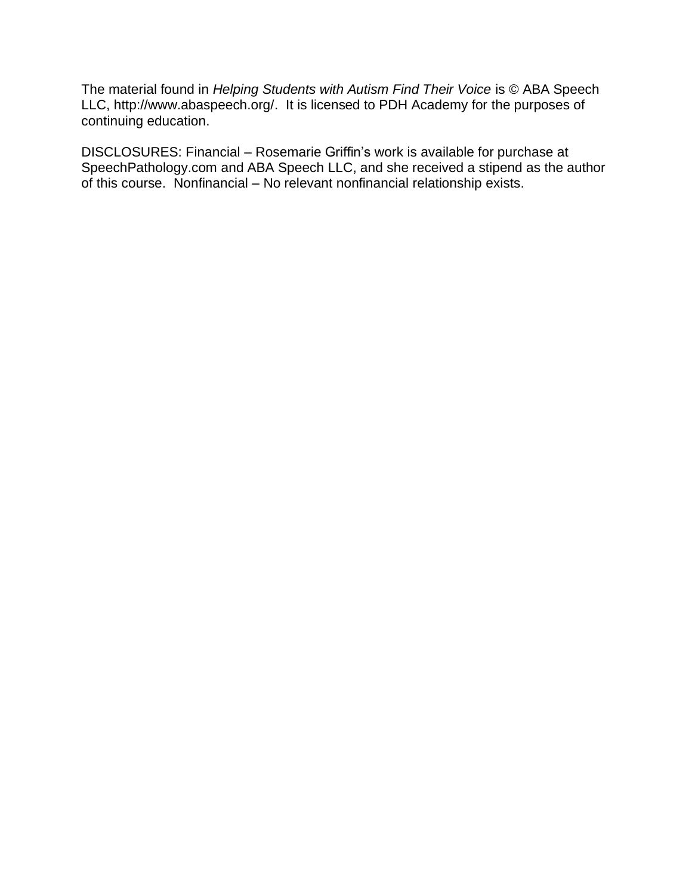The material found in *Helping Students with Autism Find Their Voice* is © ABA Speech LLC, http://www.abaspeech.org/. It is licensed to PDH Academy for the purposes of continuing education.

DISCLOSURES: Financial – Rosemarie Griffin's work is available for purchase at SpeechPathology.com and ABA Speech LLC, and she received a stipend as the author of this course. Nonfinancial – No relevant nonfinancial relationship exists.